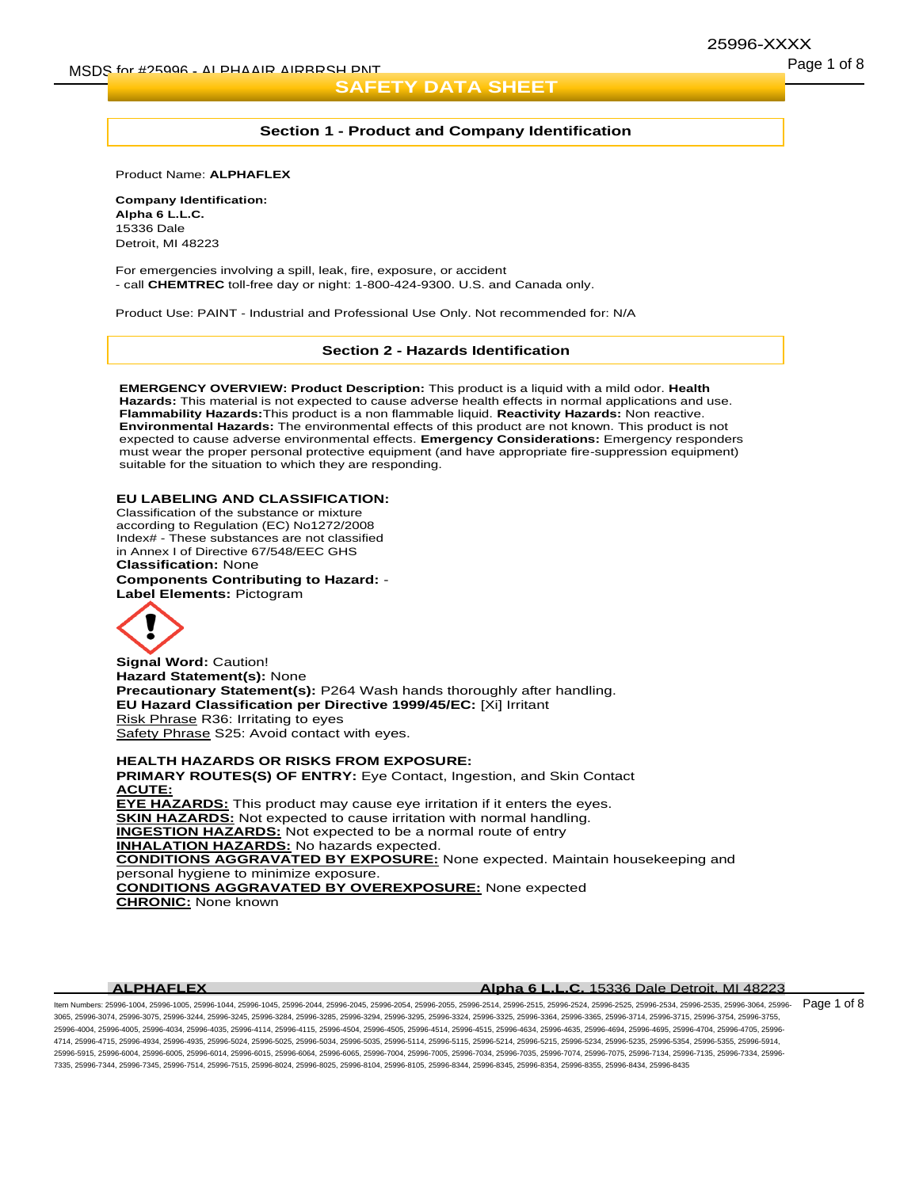# SAFETY DATA SHEET

## Section 1 - Product and Company Identification

Product Name: **ALPHAFLEX**

**Company Identification:**
**Alpha 6 L.L.C.**
15336 Dale
Detroit, MI 48223

For emergencies involving a spill, leak, fire, exposure, or accident
- call **CHEMTREC** toll-free day or night: 1-800-424-9300. U.S. and Canada only.

Product Use: PAINT - Industrial and Professional Use Only. Not recommended for: N/A

## Section 2 - Hazards Identification

**EMERGENCY OVERVIEW: Product Description:** This product is a liquid with a mild odor. **Health Hazards:** This material is not expected to cause adverse health effects in normal applications and use. **Flammability Hazards:**This product is a non flammable liquid. **Reactivity Hazards:** Non reactive. **Environmental Hazards:** The environmental effects of this product are not known. This product is not expected to cause adverse environmental effects. **Emergency Considerations:** Emergency responders must wear the proper personal protective equipment (and have appropriate fire-suppression equipment) suitable for the situation to which they are responding.

**EU LABELING AND CLASSIFICATION:**
Classification of the substance or mixture according to Regulation (EC) No1272/2008
Index# - These substances are not classified in Annex I of Directive 67/548/EEC GHS
**Classification:** None
**Components Contributing to Hazard:** -
**Label Elements:** Pictogram

**Signal Word:** Caution!
**Hazard Statement(s):** None
**Precautionary Statement(s):** P264 Wash hands thoroughly after handling.
**EU Hazard Classification per Directive 1999/45/EC:** [Xi] Irritant
Risk Phrase R36: Irritating to eyes
Safety Phrase S25: Avoid contact with eyes.

**HEALTH HAZARDS OR RISKS FROM EXPOSURE:**
**PRIMARY ROUTES(S) OF ENTRY:** Eye Contact, Ingestion, and Skin Contact
**ACUTE:**
**EYE HAZARDS:** This product may cause eye irritation if it enters the eyes.
**SKIN HAZARDS:** Not expected to cause irritation with normal handling.
**INGESTION HAZARDS:** Not expected to be a normal route of entry
**INHALATION HAZARDS:** No hazards expected.
**CONDITIONS AGGRAVATED BY EXPOSURE:** None expected. Maintain housekeeping and personal hygiene to minimize exposure.
**CONDITIONS AGGRAVATED BY OVEREXPOSURE:** None expected
**CHRONIC:** None known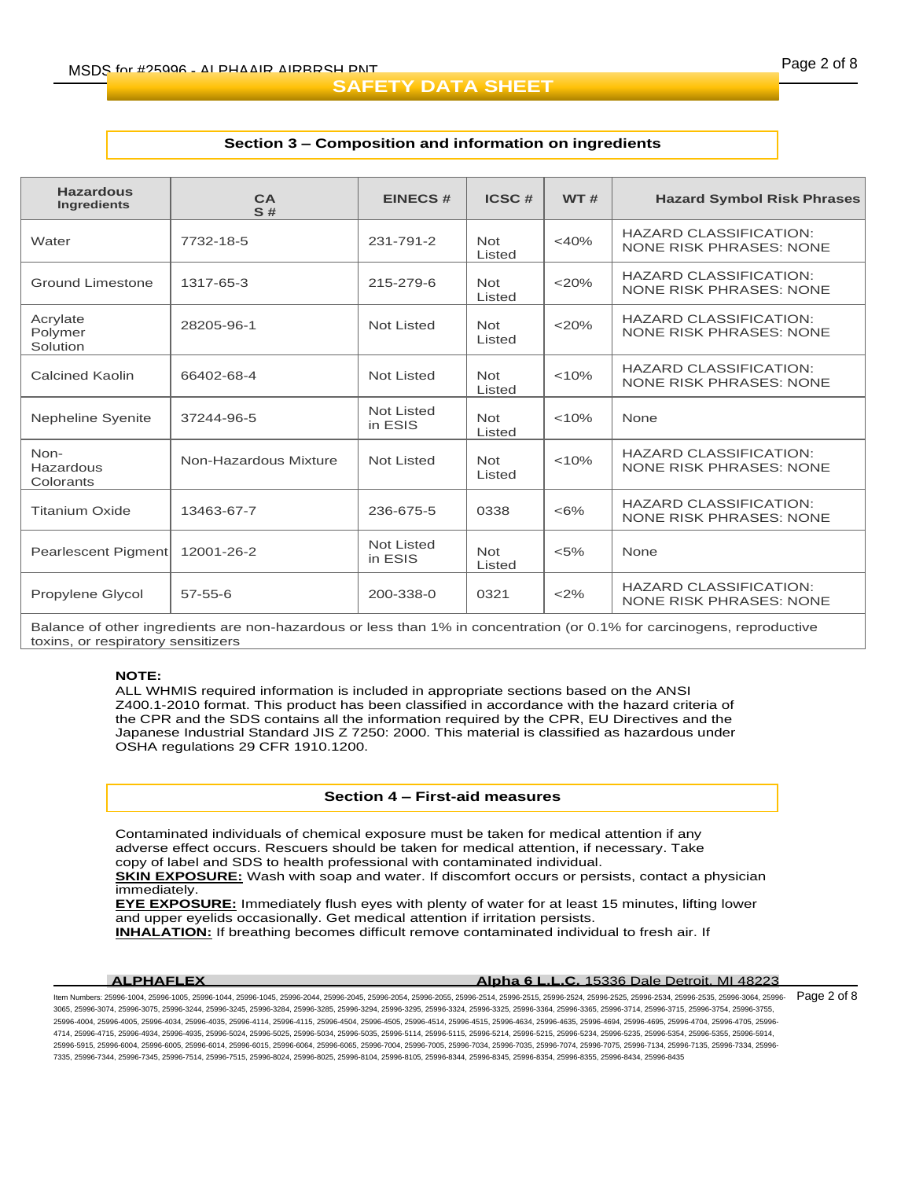## Section 3 – Composition and information on ingredients

| Hazardous Ingredients | CAS # | EINECS # | ICSC # | WT # | Hazard Symbol Risk Phrases |
|---|---|---|---|---|---|
| Water | 7732-18-5 | 231-791-2 | Not Listed | <40% | HAZARD CLASSIFICATION: NONE RISK PHRASES: NONE |
| Ground Limestone | 1317-65-3 | 215-279-6 | Not Listed | <20% | HAZARD CLASSIFICATION: NONE RISK PHRASES: NONE |
| Acrylate Polymer Solution | 28205-96-1 | Not Listed | Not Listed | <20% | HAZARD CLASSIFICATION: NONE RISK PHRASES: NONE |
| Calcined Kaolin | 66402-68-4 | Not Listed | Not Listed | <10% | HAZARD CLASSIFICATION: NONE RISK PHRASES: NONE |
| Nepheline Syenite | 37244-96-5 | Not Listed in ESIS | Not Listed | <10% | None |
| Non-Hazardous Colorants | Non-Hazardous Mixture | Not Listed | Not Listed | <10% | HAZARD CLASSIFICATION: NONE RISK PHRASES: NONE |
| Titanium Oxide | 13463-67-7 | 236-675-5 | 0338 | <6% | HAZARD CLASSIFICATION: NONE RISK PHRASES: NONE |
| Pearlescent Pigment | 12001-26-2 | Not Listed in ESIS | Not Listed | <5% | None |
| Propylene Glycol | 57-55-6 | 200-338-0 | 0321 | <2% | HAZARD CLASSIFICATION: NONE RISK PHRASES: NONE |
| Balance of other ingredients are non-hazardous or less than 1% in concentration (or 0.1% for carcinogens, reproductive toxins, or respiratory sensitizers | | | | | |

**NOTE:**
ALL WHMIS required information is included in appropriate sections based on the ANSI Z400.1-2010 format. This product has been classified in accordance with the hazard criteria of the CPR and the SDS contains all the information required by the CPR, EU Directives and the Japanese Industrial Standard JIS Z 7250: 2000. This material is classified as hazardous under OSHA regulations 29 CFR 1910.1200.

## Section 4 – First-aid measures

Contaminated individuals of chemical exposure must be taken for medical attention if any adverse effect occurs. Rescuers should be taken for medical attention, if necessary. Take copy of label and SDS to health professional with contaminated individual.

**SKIN EXPOSURE:** Wash with soap and water. If discomfort occurs or persists, contact a physician immediately.

**EYE EXPOSURE:** Immediately flush eyes with plenty of water for at least 15 minutes, lifting lower and upper eyelids occasionally. Get medical attention if irritation persists.

**INHALATION:** If breathing becomes difficult remove contaminated individual to fresh air. If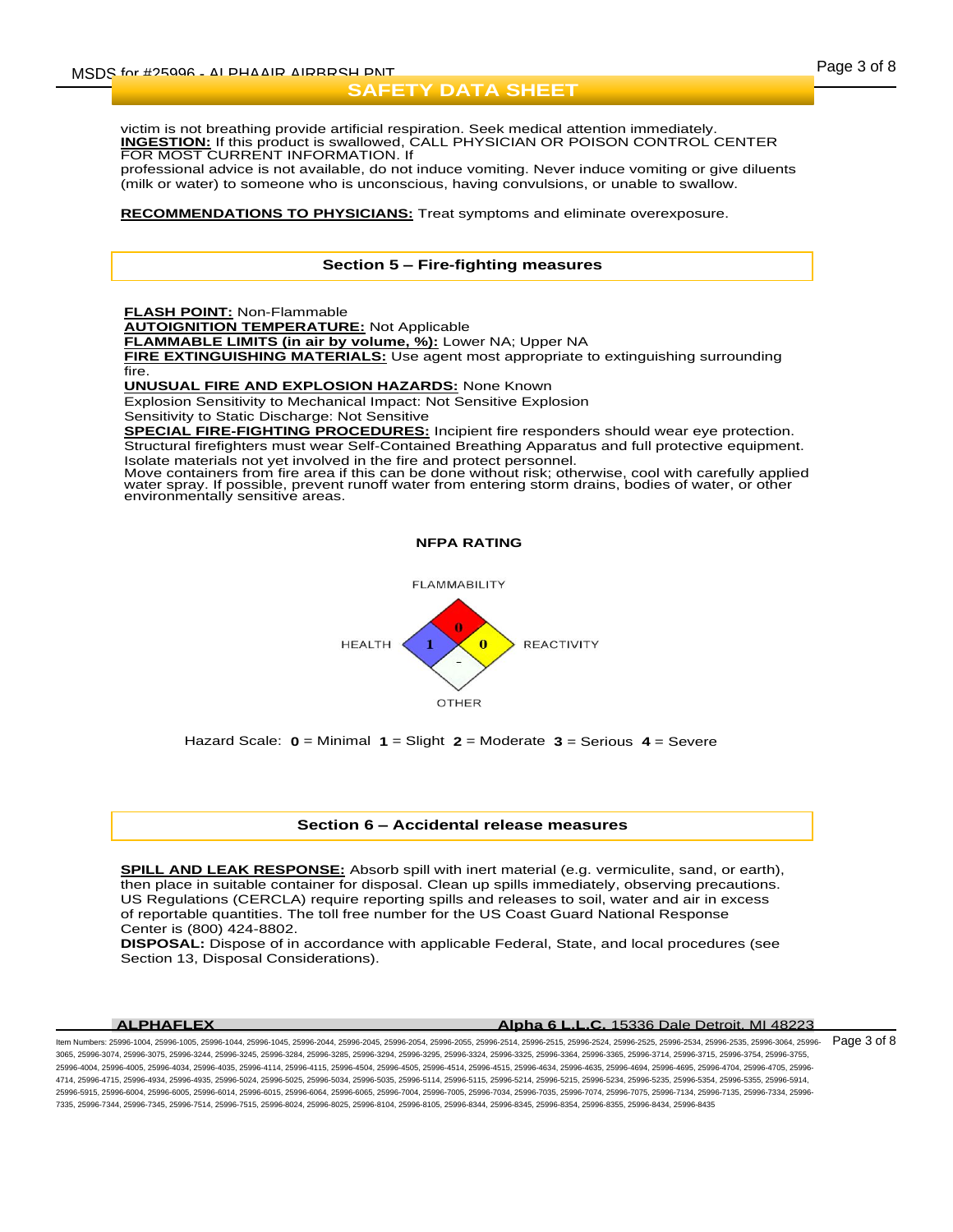victim is not breathing provide artificial respiration. Seek medical attention immediately.
**INGESTION:** If this product is swallowed, CALL PHYSICIAN OR POISON CONTROL CENTER FOR MOST CURRENT INFORMATION. If professional advice is not available, do not induce vomiting. Never induce vomiting or give diluents (milk or water) to someone who is unconscious, having convulsions, or unable to swallow.

**RECOMMENDATIONS TO PHYSICIANS:** Treat symptoms and eliminate overexposure.

## Section 5 – Fire-fighting measures

**FLASH POINT:** Non-Flammable
**AUTOIGNITION TEMPERATURE:** Not Applicable
**FLAMMABLE LIMITS (in air by volume, %):** Lower NA; Upper NA
**FIRE EXTINGUISHING MATERIALS:** Use agent most appropriate to extinguishing surrounding fire.
**UNUSUAL FIRE AND EXPLOSION HAZARDS:** None Known
Explosion Sensitivity to Mechanical Impact: Not Sensitive Explosion
Sensitivity to Static Discharge: Not Sensitive
**SPECIAL FIRE-FIGHTING PROCEDURES:** Incipient fire responders should wear eye protection. Structural firefighters must wear Self-Contained Breathing Apparatus and full protective equipment. Isolate materials not yet involved in the fire and protect personnel.
Move containers from fire area if this can be done without risk; otherwise, cool with carefully applied water spray. If possible, prevent runoff water from entering storm drains, bodies of water, or other environmentally sensitive areas.

**NFPA RATING**

| FLAMMABILITY | HEALTH | REACTIVITY | OTHER |
|---|---|---|---|
| 0 | 1 | 0 | - |

Hazard Scale: **0** = Minimal **1** = Slight **2** = Moderate **3** = Serious **4** = Severe

## Section 6 – Accidental release measures

**SPILL AND LEAK RESPONSE:** Absorb spill with inert material (e.g. vermiculite, sand, or earth), then place in suitable container for disposal. Clean up spills immediately, observing precautions. US Regulations (CERCLA) require reporting spills and releases to soil, water and air in excess of reportable quantities. The toll free number for the US Coast Guard National Response Center is (800) 424-8802.
**DISPOSAL:** Dispose of in accordance with applicable Federal, State, and local procedures (see Section 13, Disposal Considerations).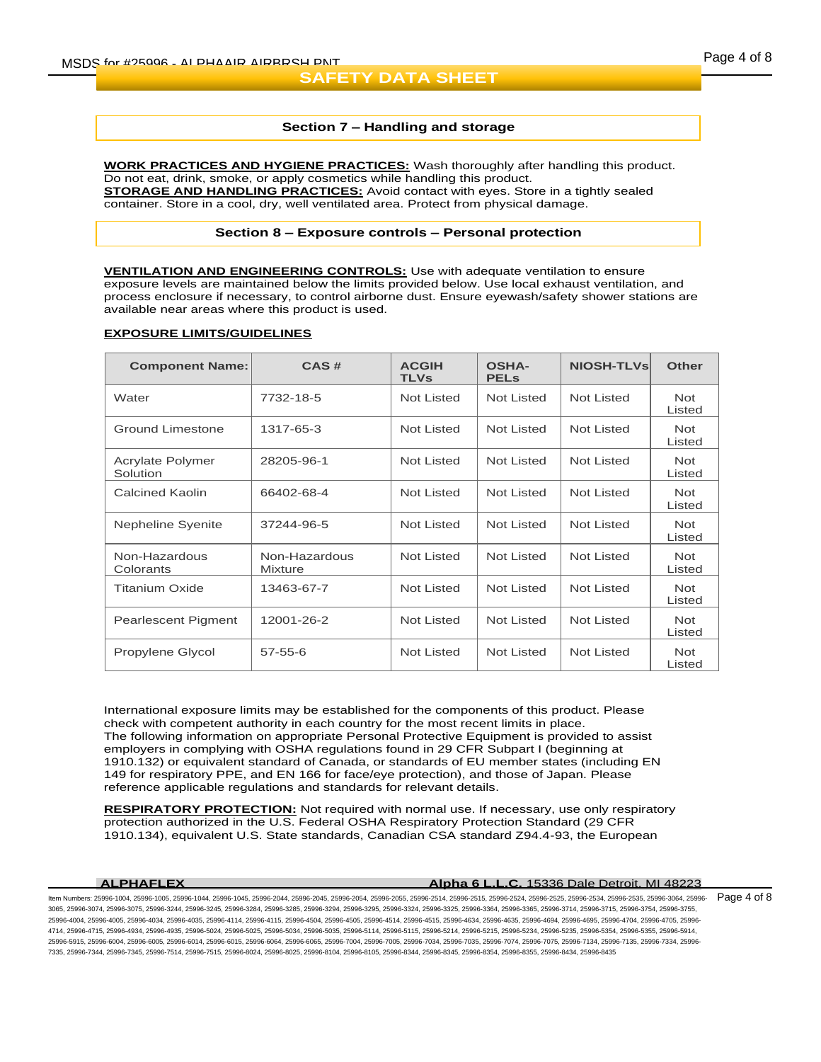## Section 7 – Handling and storage

**WORK PRACTICES AND HYGIENE PRACTICES:** Wash thoroughly after handling this product. Do not eat, drink, smoke, or apply cosmetics while handling this product.
**STORAGE AND HANDLING PRACTICES:** Avoid contact with eyes. Store in a tightly sealed container. Store in a cool, dry, well ventilated area. Protect from physical damage.

## Section 8 – Exposure controls – Personal protection

**VENTILATION AND ENGINEERING CONTROLS:** Use with adequate ventilation to ensure exposure levels are maintained below the limits provided below. Use local exhaust ventilation, and process enclosure if necessary, to control airborne dust. Ensure eyewash/safety shower stations are available near areas where this product is used.

**EXPOSURE LIMITS/GUIDELINES**

| Component Name: | CAS # | ACGIH TLVs | OSHA-PELs | NIOSH-TLVs | Other |
|---|---|---|---|---|---|
| Water | 7732-18-5 | Not Listed | Not Listed | Not Listed | Not Listed |
| Ground Limestone | 1317-65-3 | Not Listed | Not Listed | Not Listed | Not Listed |
| Acrylate Polymer Solution | 28205-96-1 | Not Listed | Not Listed | Not Listed | Not Listed |
| Calcined Kaolin | 66402-68-4 | Not Listed | Not Listed | Not Listed | Not Listed |
| Nepheline Syenite | 37244-96-5 | Not Listed | Not Listed | Not Listed | Not Listed |
| Non-Hazardous Colorants | Non-Hazardous Mixture | Not Listed | Not Listed | Not Listed | Not Listed |
| Titanium Oxide | 13463-67-7 | Not Listed | Not Listed | Not Listed | Not Listed |
| Pearlescent Pigment | 12001-26-2 | Not Listed | Not Listed | Not Listed | Not Listed |
| Propylene Glycol | 57-55-6 | Not Listed | Not Listed | Not Listed | Not Listed |

International exposure limits may be established for the components of this product. Please check with competent authority in each country for the most recent limits in place.
The following information on appropriate Personal Protective Equipment is provided to assist employers in complying with OSHA regulations found in 29 CFR Subpart I (beginning at 1910.132) or equivalent standard of Canada, or standards of EU member states (including EN 149 for respiratory PPE, and EN 166 for face/eye protection), and those of Japan. Please reference applicable regulations and standards for relevant details.

**RESPIRATORY PROTECTION:** Not required with normal use. If necessary, use only respiratory protection authorized in the U.S. Federal OSHA Respiratory Protection Standard (29 CFR 1910.134), equivalent U.S. State standards, Canadian CSA standard Z94.4-93, the European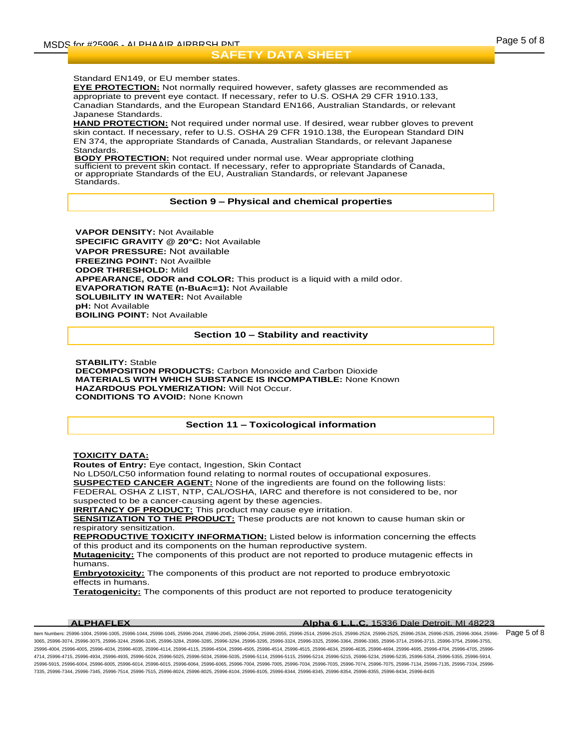Standard EN149, or EU member states.

**EYE PROTECTION:** Not normally required however, safety glasses are recommended as appropriate to prevent eye contact. If necessary, refer to U.S. OSHA 29 CFR 1910.133, Canadian Standards, and the European Standard EN166, Australian Standards, or relevant Japanese Standards.

**HAND PROTECTION:** Not required under normal use. If desired, wear rubber gloves to prevent skin contact. If necessary, refer to U.S. OSHA 29 CFR 1910.138, the European Standard DIN EN 374, the appropriate Standards of Canada, Australian Standards, or relevant Japanese Standards.

**BODY PROTECTION:** Not required under normal use. Wear appropriate clothing sufficient to prevent skin contact. If necessary, refer to appropriate Standards of Canada, or appropriate Standards of the EU, Australian Standards, or relevant Japanese Standards.

## Section 9 – Physical and chemical properties

**VAPOR DENSITY:** Not Available
**SPECIFIC GRAVITY @ 20°C:** Not Available
**VAPOR PRESSURE:** Not available
**FREEZING POINT:** Not Availble
**ODOR THRESHOLD:** Mild
**APPEARANCE, ODOR and COLOR:** This product is a liquid with a mild odor.
**EVAPORATION RATE (n-BuAc=1):** Not Available
**SOLUBILITY IN WATER:** Not Available
**pH:** Not Available
**BOILING POINT:** Not Available

## Section 10 – Stability and reactivity

**STABILITY:** Stable
**DECOMPOSITION PRODUCTS:** Carbon Monoxide and Carbon Dioxide
**MATERIALS WITH WHICH SUBSTANCE IS INCOMPATIBLE:** None Known
**HAZARDOUS POLYMERIZATION:** Will Not Occur.
**CONDITIONS TO AVOID:** None Known

## Section 11 – Toxicological information

**TOXICITY DATA:**
**Routes of Entry:** Eye contact, Ingestion, Skin Contact
No LD50/LC50 information found relating to normal routes of occupational exposures.
**SUSPECTED CANCER AGENT:** None of the ingredients are found on the following lists: FEDERAL OSHA Z LIST, NTP, CAL/OSHA, IARC and therefore is not considered to be, nor suspected to be a cancer-causing agent by these agencies.
**IRRITANCY OF PRODUCT:** This product may cause eye irritation.
**SENSITIZATION TO THE PRODUCT:** These products are not known to cause human skin or respiratory sensitization.
**REPRODUCTIVE TOXICITY INFORMATION:** Listed below is information concerning the effects of this product and its components on the human reproductive system.
**Mutagenicity:** The components of this product are not reported to produce mutagenic effects in humans.
**Embryotoxicity:** The components of this product are not reported to produce embryotoxic effects in humans.
**Teratogenicity:** The components of this product are not reported to produce teratogenicity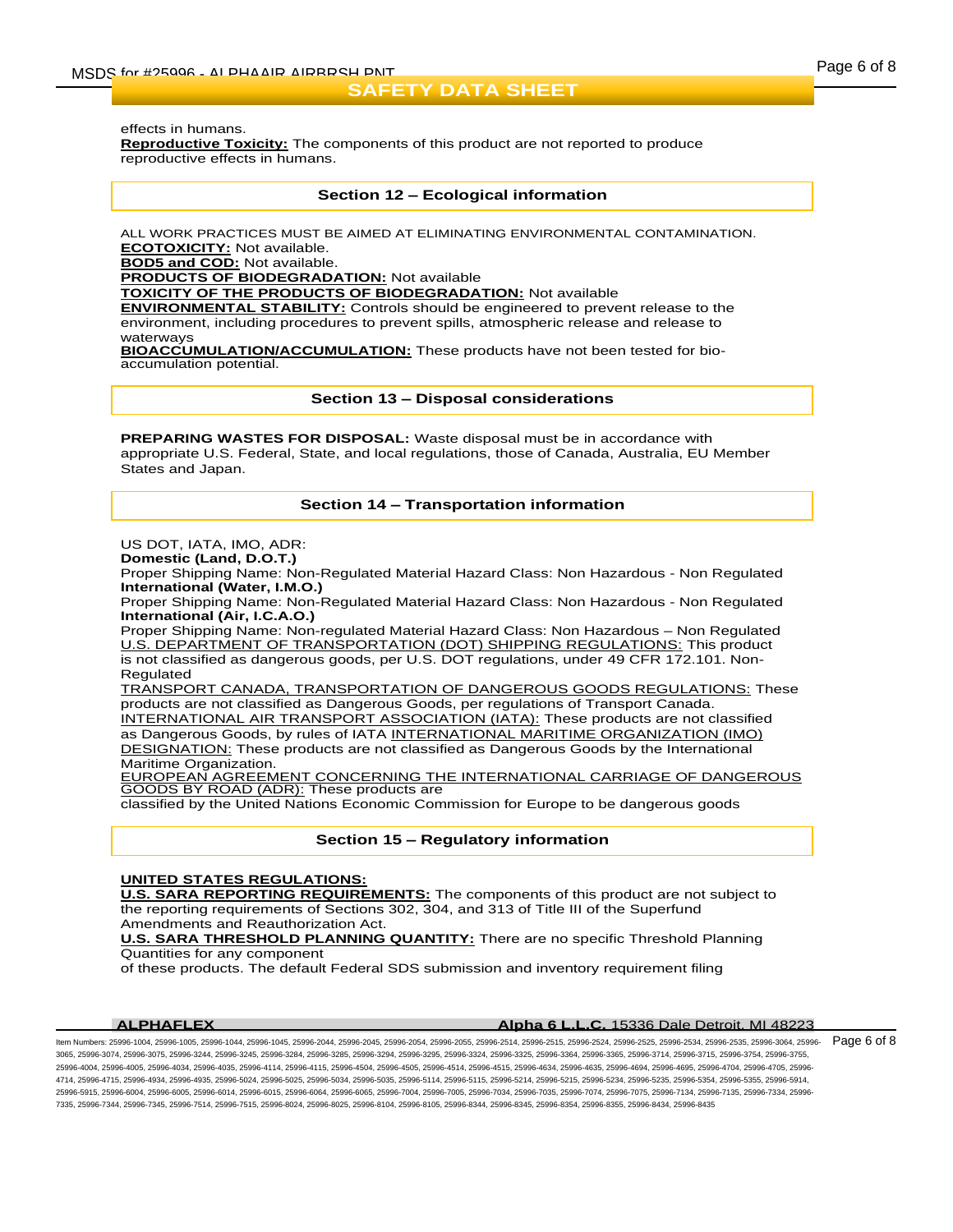effects in humans.
**Reproductive Toxicity:** The components of this product are not reported to produce reproductive effects in humans.

## Section 12 – Ecological information

ALL WORK PRACTICES MUST BE AIMED AT ELIMINATING ENVIRONMENTAL CONTAMINATION.
**ECOTOXICITY:** Not available.
**BOD5 and COD:** Not available.
**PRODUCTS OF BIODEGRADATION:** Not available
**TOXICITY OF THE PRODUCTS OF BIODEGRADATION:** Not available
**ENVIRONMENTAL STABILITY:** Controls should be engineered to prevent release to the environment, including procedures to prevent spills, atmospheric release and release to waterways
**BIOACCUMULATION/ACCUMULATION:** These products have not been tested for bio-accumulation potential.

## Section 13 – Disposal considerations

**PREPARING WASTES FOR DISPOSAL:** Waste disposal must be in accordance with appropriate U.S. Federal, State, and local regulations, those of Canada, Australia, EU Member States and Japan.

## Section 14 – Transportation information

US DOT, IATA, IMO, ADR:
**Domestic (Land, D.O.T.)**
Proper Shipping Name: Non-Regulated Material Hazard Class: Non Hazardous - Non Regulated
**International (Water, I.M.O.)**
Proper Shipping Name: Non-Regulated Material Hazard Class: Non Hazardous - Non Regulated
**International (Air, I.C.A.O.)**
Proper Shipping Name: Non-regulated Material Hazard Class: Non Hazardous – Non Regulated
U.S. DEPARTMENT OF TRANSPORTATION (DOT) SHIPPING REGULATIONS: This product is not classified as dangerous goods, per U.S. DOT regulations, under 49 CFR 172.101. Non-Regulated
TRANSPORT CANADA, TRANSPORTATION OF DANGEROUS GOODS REGULATIONS: These products are not classified as Dangerous Goods, per regulations of Transport Canada.
INTERNATIONAL AIR TRANSPORT ASSOCIATION (IATA): These products are not classified as Dangerous Goods, by rules of IATA INTERNATIONAL MARITIME ORGANIZATION (IMO) DESIGNATION: These products are not classified as Dangerous Goods by the International Maritime Organization.
EUROPEAN AGREEMENT CONCERNING THE INTERNATIONAL CARRIAGE OF DANGEROUS GOODS BY ROAD (ADR): These products are
classified by the United Nations Economic Commission for Europe to be dangerous goods

## Section 15 – Regulatory information

**UNITED STATES REGULATIONS:**
**U.S. SARA REPORTING REQUIREMENTS:** The components of this product are not subject to the reporting requirements of Sections 302, 304, and 313 of Title III of the Superfund Amendments and Reauthorization Act.
**U.S. SARA THRESHOLD PLANNING QUANTITY:** There are no specific Threshold Planning Quantities for any component
of these products. The default Federal SDS submission and inventory requirement filing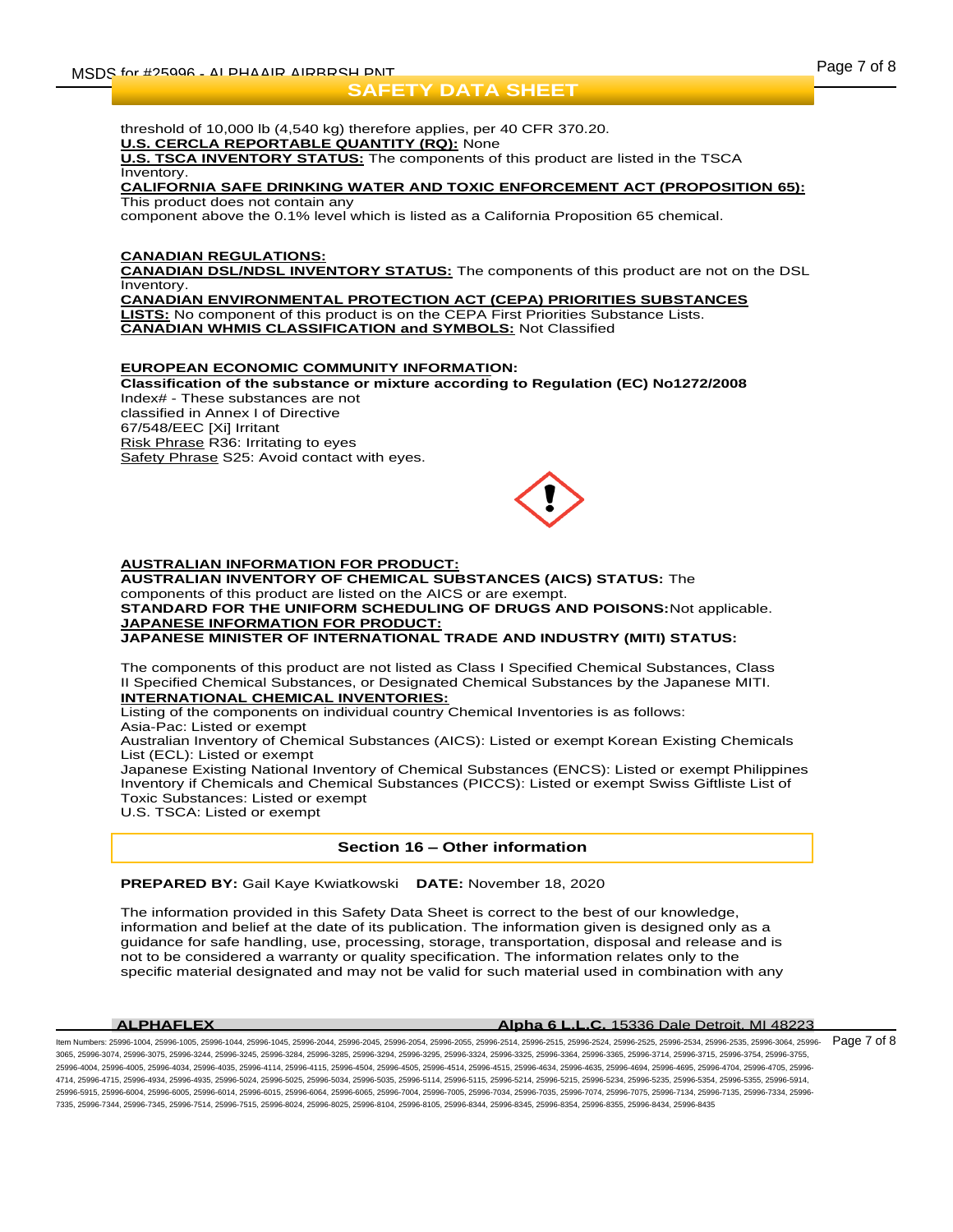threshold of 10,000 lb (4,540 kg) therefore applies, per 40 CFR 370.20.

**U.S. CERCLA REPORTABLE QUANTITY (RQ):** None

**U.S. TSCA INVENTORY STATUS:** The components of this product are listed in the TSCA Inventory.

**CALIFORNIA SAFE DRINKING WATER AND TOXIC ENFORCEMENT ACT (PROPOSITION 65):** This product does not contain any component above the 0.1% level which is listed as a California Proposition 65 chemical.

**CANADIAN REGULATIONS:**

**CANADIAN DSL/NDSL INVENTORY STATUS:** The components of this product are not on the DSL Inventory.

**CANADIAN ENVIRONMENTAL PROTECTION ACT (CEPA) PRIORITIES SUBSTANCES LISTS:** No component of this product is on the CEPA First Priorities Substance Lists.

**CANADIAN WHMIS CLASSIFICATION and SYMBOLS:** Not Classified

**EUROPEAN ECONOMIC COMMUNITY INFORMATION:**

**Classification of the substance or mixture according to Regulation (EC) No1272/2008**

Index# - These substances are not classified in Annex I of Directive 67/548/EEC [Xi] Irritant

Risk Phrase R36: Irritating to eyes

Safety Phrase S25: Avoid contact with eyes.

**AUSTRALIAN INFORMATION FOR PRODUCT:**

**AUSTRALIAN INVENTORY OF CHEMICAL SUBSTANCES (AICS) STATUS:** The components of this product are listed on the AICS or are exempt.

**STANDARD FOR THE UNIFORM SCHEDULING OF DRUGS AND POISONS:** Not applicable.

**JAPANESE INFORMATION FOR PRODUCT:**

**JAPANESE MINISTER OF INTERNATIONAL TRADE AND INDUSTRY (MITI) STATUS:**

The components of this product are not listed as Class I Specified Chemical Substances, Class II Specified Chemical Substances, or Designated Chemical Substances by the Japanese MITI.

**INTERNATIONAL CHEMICAL INVENTORIES:**

Listing of the components on individual country Chemical Inventories is as follows:

Asia-Pac: Listed or exempt

Australian Inventory of Chemical Substances (AICS): Listed or exempt Korean Existing Chemicals List (ECL): Listed or exempt

Japanese Existing National Inventory of Chemical Substances (ENCS): Listed or exempt Philippines Inventory if Chemicals and Chemical Substances (PICCS): Listed or exempt Swiss Giftliste List of Toxic Substances: Listed or exempt

U.S. TSCA: Listed or exempt

## Section 16 – Other information

**PREPARED BY:** Gail Kaye Kwiatkowski **DATE:** November 18, 2020

The information provided in this Safety Data Sheet is correct to the best of our knowledge, information and belief at the date of its publication. The information given is designed only as a guidance for safe handling, use, processing, storage, transportation, disposal and release and is not to be considered a warranty or quality specification. The information relates only to the specific material designated and may not be valid for such material used in combination with any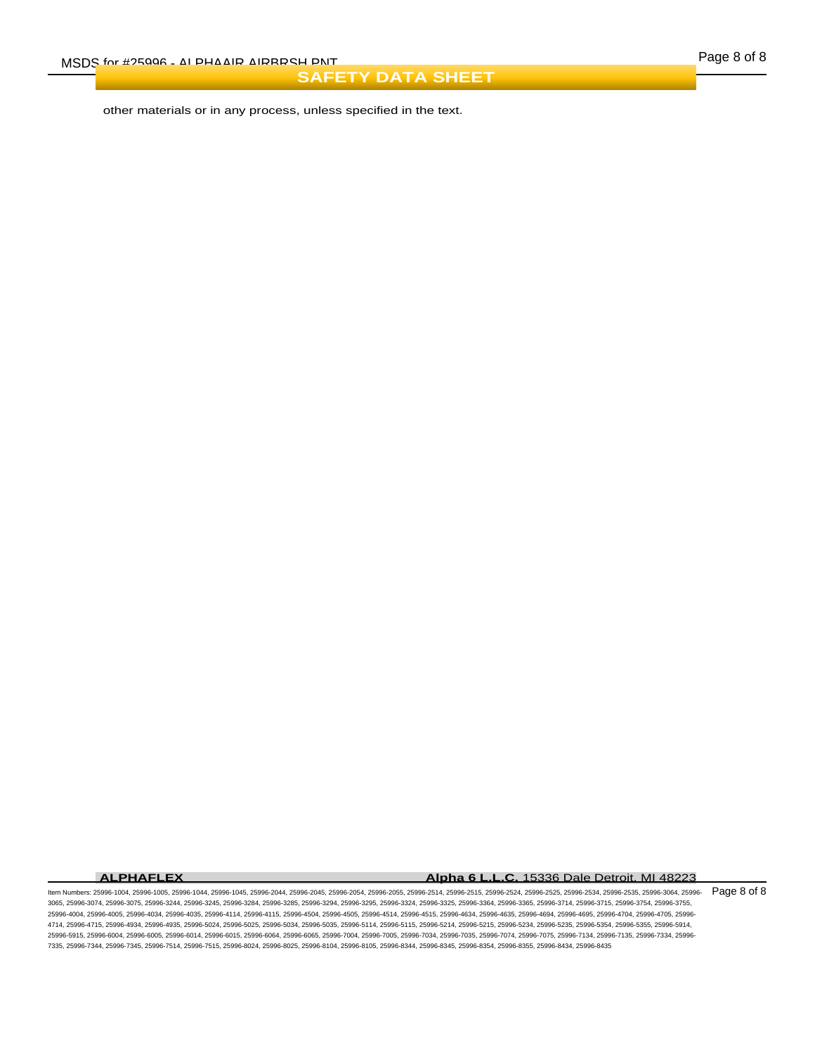other materials or in any process, unless specified in the text.